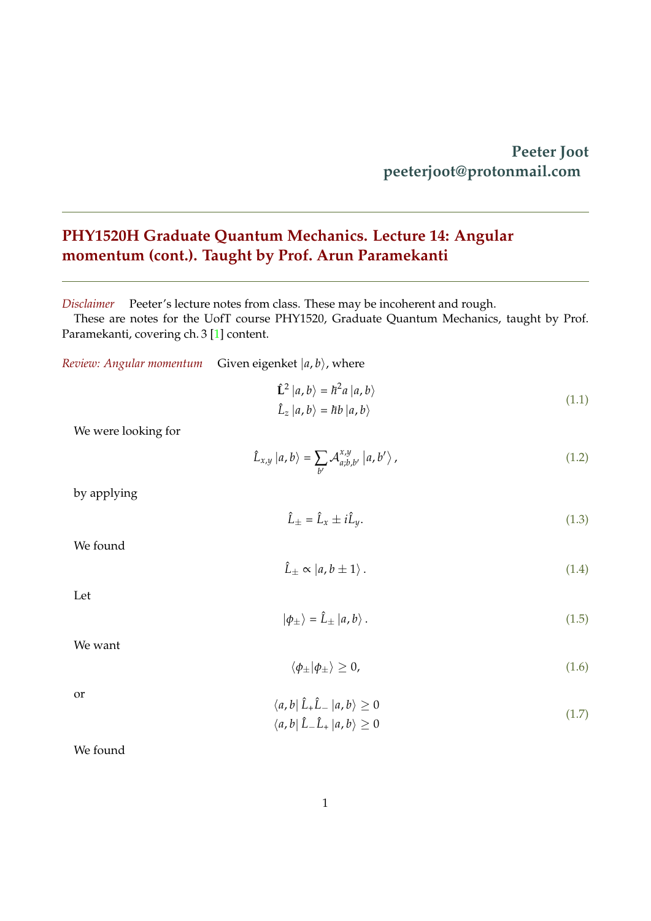**Peeter Joot**
**peeterjoot@protonmail.com**

---

## PHY1520H Graduate Quantum Mechanics. Lecture 14: Angular momentum (cont.). Taught by Prof. Arun Paramekanti

---

*Disclaimer* Peeter's lecture notes from class. These may be incoherent and rough.

These are notes for the UofT course PHY1520, Graduate Quantum Mechanics, taught by Prof. Paramekanti, covering ch. 3 [1] content.

*Review: Angular momentum* Given eigenket $\left|a, b\right\rangle$, where

$$\begin{aligned}
\hat{\mathbf{L}}^2 \left|a, b\right\rangle &= \hbar^2 a \left|a, b\right\rangle \\
\hat{L}_z \left|a, b\right\rangle &= \hbar b \left|a, b\right\rangle
\end{aligned} \tag{1.1}$$

We were looking for

$$\hat{L}_{x,y} \left|a, b\right\rangle = \sum_{b'} \mathcal{A}^{x,y}_{a;b,b'} \left|a, b'\right\rangle, \tag{1.2}$$

by applying

$$\hat{L}_\pm = \hat{L}_x \pm i \hat{L}_y. \tag{1.3}$$

We found

$$\hat{L}_\pm \propto \left|a, b \pm 1\right\rangle. \tag{1.4}$$

Let

$$\left|\phi_\pm\right\rangle = \hat{L}_\pm \left|a, b\right\rangle. \tag{1.5}$$

We want

$$\left\langle \phi_\pm | \phi_\pm \right\rangle \ge 0, \tag{1.6}$$

or

$$\begin{aligned}
\left\langle a, b\right| \hat{L}_+ \hat{L}_- \left|a, b\right\rangle &\ge 0 \\
\left\langle a, b\right| \hat{L}_- \hat{L}_+ \left|a, b\right\rangle &\ge 0
\end{aligned} \tag{1.7}$$

We found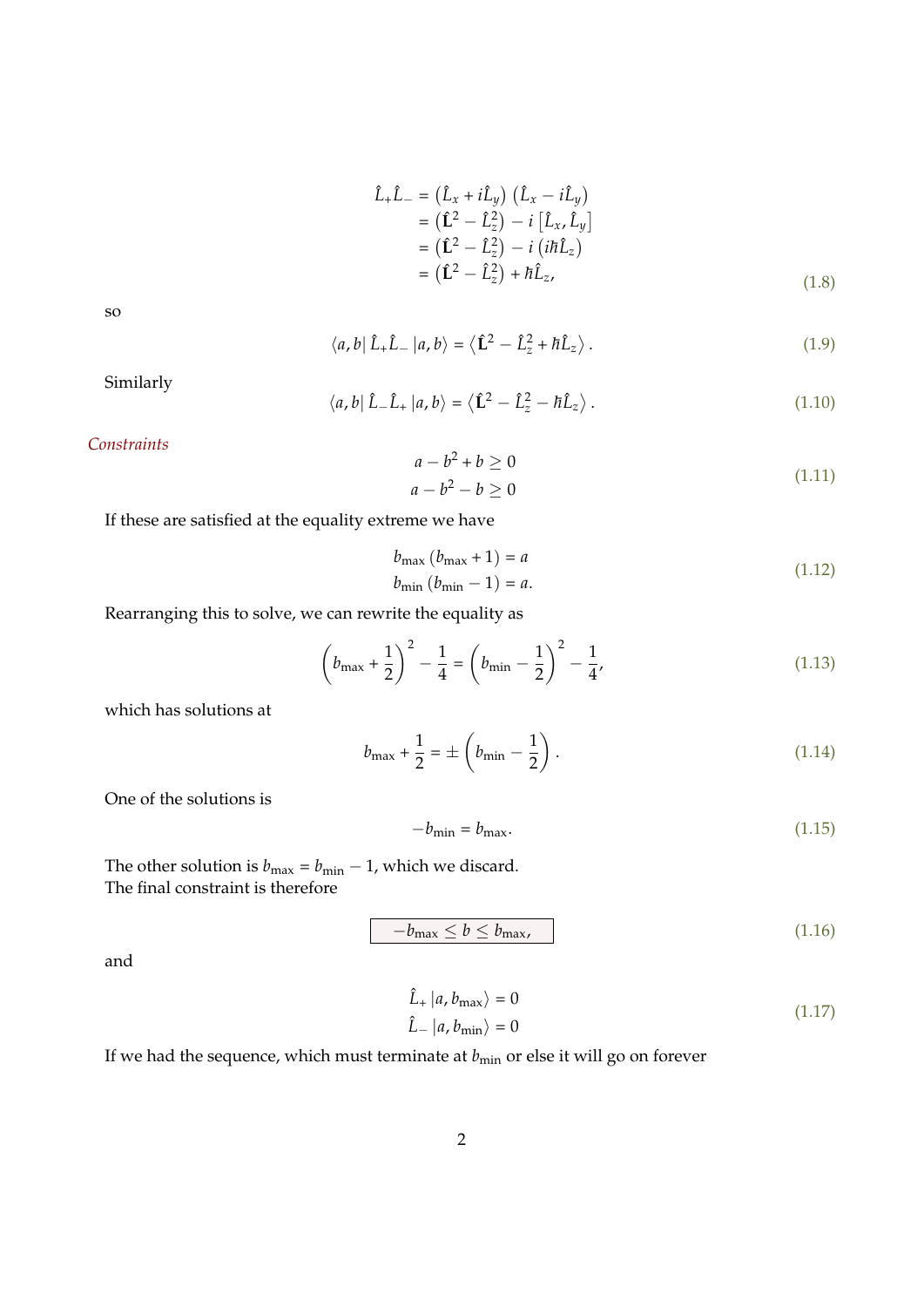$$
\begin{aligned}
\hat{L}_+ \hat{L}_- &= \left(\hat{L}_x + i\hat{L}_y\right)\left(\hat{L}_x - i\hat{L}_y\right) \\
&= \left(\hat{\mathbf{L}}^2 - \hat{L}_z^2\right) - i\left[\hat{L}_x, \hat{L}_y\right] \\
&= \left(\hat{\mathbf{L}}^2 - \hat{L}_z^2\right) - i\left(i\hbar\hat{L}_z\right) \\
&= \left(\hat{\mathbf{L}}^2 - \hat{L}_z^2\right) + \hbar\hat{L}_z,
\end{aligned}
\tag{1.8}
$$

so

$$
\langle a, b | \, \hat{L}_+ \hat{L}_- \, | a, b \rangle = \left\langle \hat{\mathbf{L}}^2 - \hat{L}_z^2 + \hbar\hat{L}_z \right\rangle . \tag{1.9}
$$

Similarly

$$
\langle a, b | \, \hat{L}_- \hat{L}_+ \, | a, b \rangle = \left\langle \hat{\mathbf{L}}^2 - \hat{L}_z^2 - \hbar\hat{L}_z \right\rangle . \tag{1.10}
$$

*Constraints*

$$
\begin{aligned}
a - b^2 + b &\geq 0 \\
a - b^2 - b &\geq 0
\end{aligned}
\tag{1.11}
$$

If these are satisfied at the equality extreme we have

$$
\begin{aligned}
b_{\max}\left(b_{\max} + 1\right) &= a \\
b_{\min}\left(b_{\min} - 1\right) &= a.
\end{aligned}
\tag{1.12}
$$

Rearranging this to solve, we can rewrite the equality as

$$
\left(b_{\max} + \frac{1}{2}\right)^2 - \frac{1}{4} = \left(b_{\min} - \frac{1}{2}\right)^2 - \frac{1}{4}, \tag{1.13}
$$

which has solutions at

$$
b_{\max} + \frac{1}{2} = \pm\left(b_{\min} - \frac{1}{2}\right). \tag{1.14}
$$

One of the solutions is

$$
-b_{\min} = b_{\max}. \tag{1.15}
$$

The other solution is $b_{\max} = b_{\min} - 1$, which we discard.
The final constraint is therefore

$$
\boxed{-b_{\max} \leq b \leq b_{\max},} \tag{1.16}
$$

and

$$
\begin{aligned}
\hat{L}_+ \, | a, b_{\max} \rangle &= 0 \\
\hat{L}_- \, | a, b_{\min} \rangle &= 0
\end{aligned}
\tag{1.17}
$$

If we had the sequence, which must terminate at $b_{\min}$ or else it will go on forever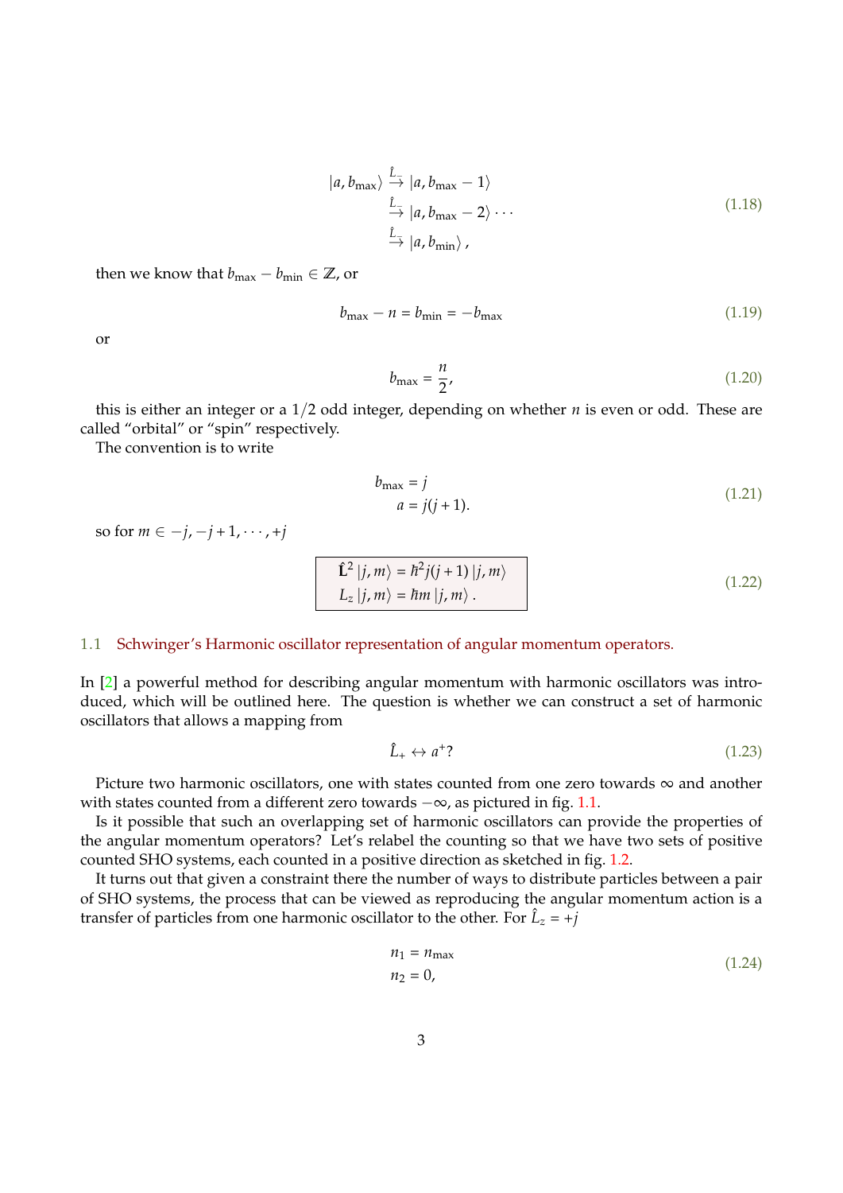$$
\begin{aligned}
|a, b_{\max}\rangle &\xrightarrow{\hat{L}_-} |a, b_{\max} - 1\rangle \\
&\xrightarrow{\hat{L}_-} |a, b_{\max} - 2\rangle \cdots \\
&\xrightarrow{\hat{L}_-} |a, b_{\min}\rangle\,,
\end{aligned}
\tag{1.18}
$$

then we know that $b_{\max} - b_{\min} \in \mathbb{Z}$, or

$$
b_{\max} - n = b_{\min} = -b_{\max}
\tag{1.19}
$$

or

$$
b_{\max} = \frac{n}{2},
\tag{1.20}
$$

this is either an integer or a $1/2$ odd integer, depending on whether $n$ is even or odd. These are called "orbital" or "spin" respectively.

The convention is to write

$$
\begin{aligned}
b_{\max} &= j \\
a &= j(j+1).
\end{aligned}
\tag{1.21}
$$

so for $m \in -j, -j+1, \cdots, +j$

$$
\boxed{
\begin{aligned}
\hat{\mathbf{L}}^2 |j, m\rangle &= \hbar^2 j(j+1) |j, m\rangle \\
L_z |j, m\rangle &= \hbar m |j, m\rangle\,.
\end{aligned}
}
\tag{1.22}
$$

## 1.1 Schwinger's Harmonic oscillator representation of angular momentum operators.

In [2] a powerful method for describing angular momentum with harmonic oscillators was introduced, which will be outlined here. The question is whether we can construct a set of harmonic oscillators that allows a mapping from

$$
\hat{L}_+ \leftrightarrow a^+?
\tag{1.23}
$$

Picture two harmonic oscillators, one with states counted from one zero towards $\infty$ and another with states counted from a different zero towards $-\infty$, as pictured in fig. 1.1.

Is it possible that such an overlapping set of harmonic oscillators can provide the properties of the angular momentum operators? Let's relabel the counting so that we have two sets of positive counted SHO systems, each counted in a positive direction as sketched in fig. 1.2.

It turns out that given a constraint there the number of ways to distribute particles between a pair of SHO systems, the process that can be viewed as reproducing the angular momentum action is a transfer of particles from one harmonic oscillator to the other. For $\hat{L}_z = +j$

$$
\begin{aligned}
n_1 &= n_{\max} \\
n_2 &= 0,
\end{aligned}
\tag{1.24}
$$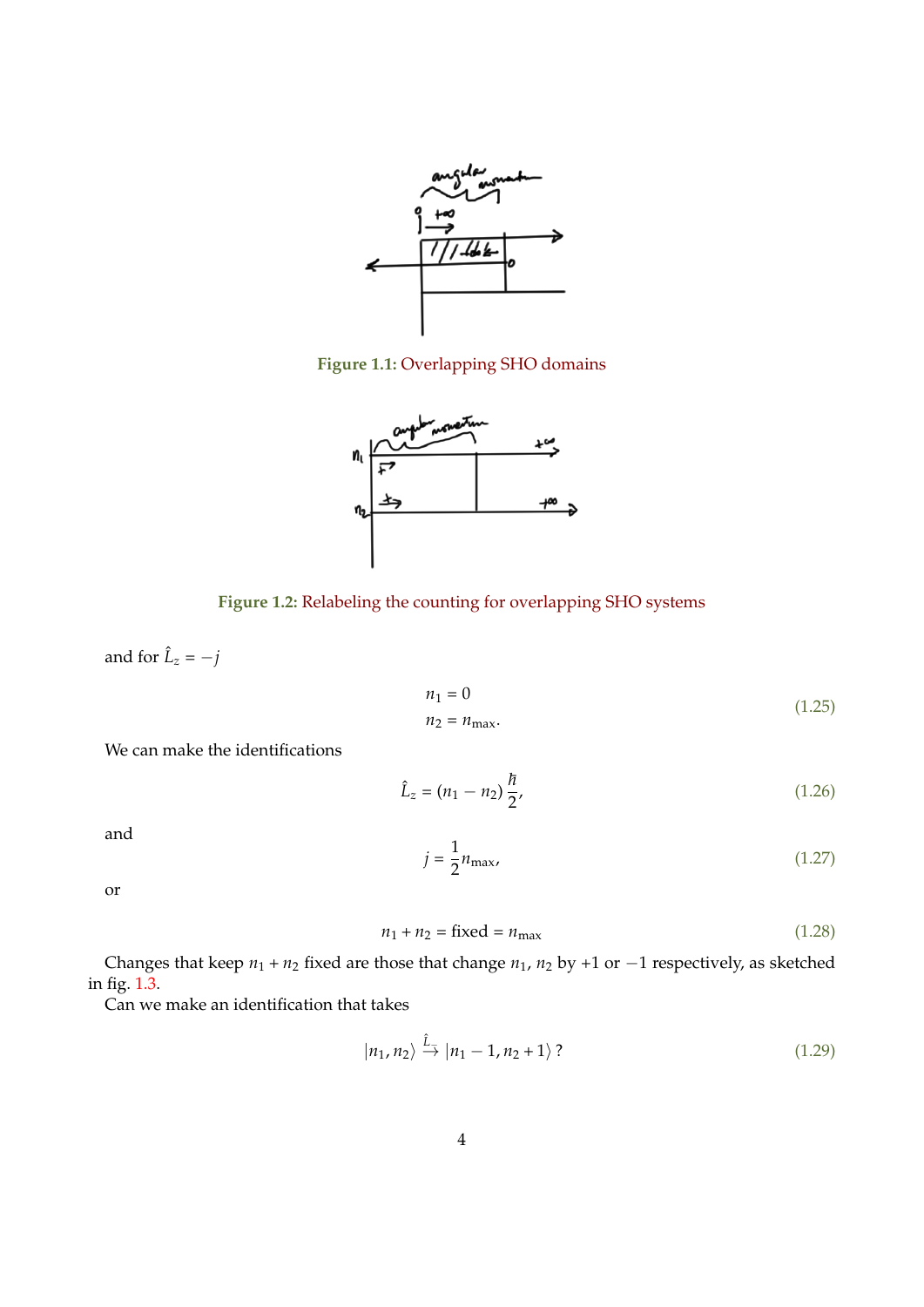Figure 1.1: Overlapping SHO domains

Figure 1.2: Relabeling the counting for overlapping SHO systems

and for $\hat{L}_z = -j$

$$
\begin{aligned}
n_1 &= 0 \\
n_2 &= n_{\text{max}}.
\end{aligned}
\tag{1.25}
$$

We can make the identifications

$$
\hat{L}_z = (n_1 - n_2)\frac{\hbar}{2},
\tag{1.26}
$$

and

$$
j = \frac{1}{2} n_{\text{max}},
\tag{1.27}
$$

or

$$
n_1 + n_2 = \text{fixed} = n_{\text{max}}
\tag{1.28}
$$

Changes that keep $n_1 + n_2$ fixed are those that change $n_1$, $n_2$ by $+1$ or $-1$ respectively, as sketched in fig. 1.3.

Can we make an identification that takes

$$
\left| n_1, n_2 \right\rangle \xrightarrow{\hat{L}_-} \left| n_1 - 1, n_2 + 1 \right\rangle ?
\tag{1.29}
$$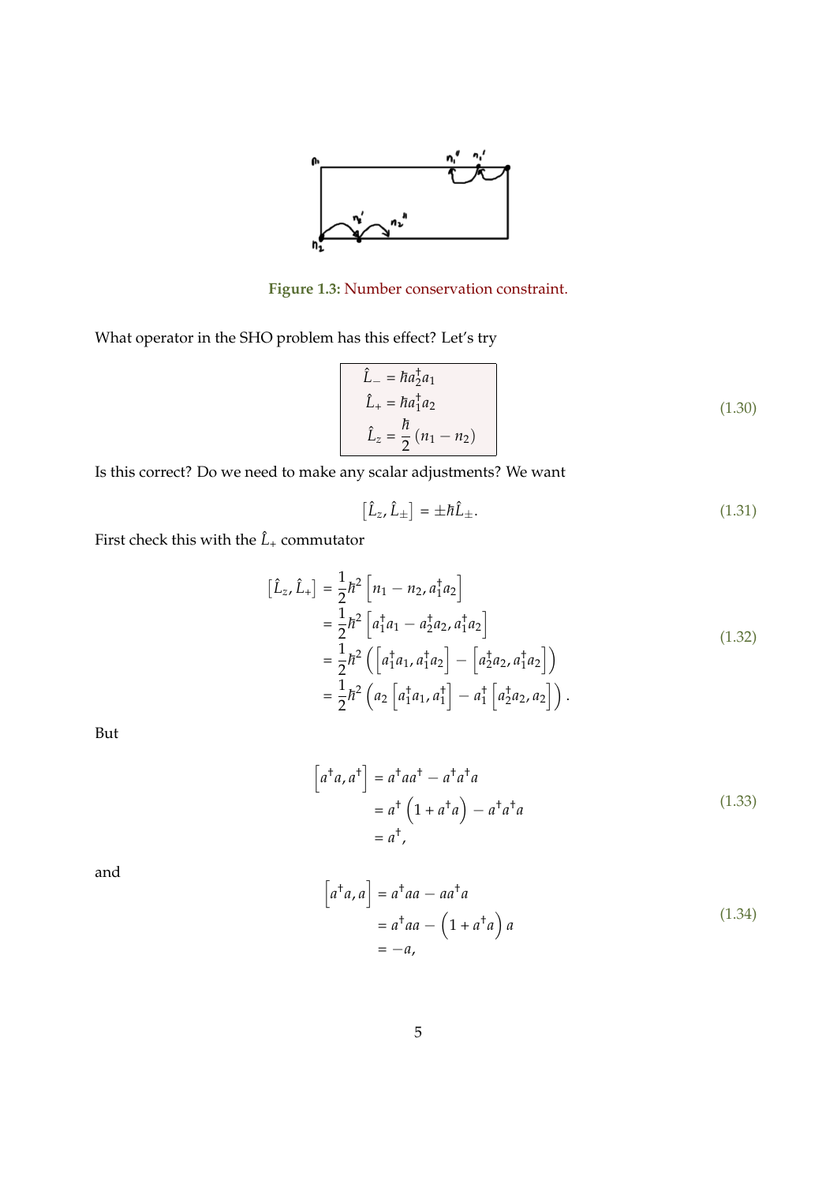Figure 1.3: Number conservation constraint.

What operator in the SHO problem has this effect? Let's try

$$
\begin{aligned}
\hat{L}_- &= \hbar a_2^\dagger a_1 \\
\hat{L}_+ &= \hbar a_1^\dagger a_2 \\
\hat{L}_z &= \frac{\hbar}{2}\left(n_1 - n_2\right)
\end{aligned}
\tag{1.30}
$$

Is this correct? Do we need to make any scalar adjustments? We want

$$
\left[\hat{L}_z, \hat{L}_\pm\right] = \pm\hbar\hat{L}_\pm. \tag{1.31}
$$

First check this with the $\hat{L}_+$ commutator

$$
\begin{aligned}
\left[\hat{L}_z, \hat{L}_+\right] &= \frac{1}{2}\hbar^2\left[n_1 - n_2, a_1^\dagger a_2\right] \\
&= \frac{1}{2}\hbar^2\left[a_1^\dagger a_1 - a_2^\dagger a_2, a_1^\dagger a_2\right] \\
&= \frac{1}{2}\hbar^2\left(\left[a_1^\dagger a_1, a_1^\dagger a_2\right] - \left[a_2^\dagger a_2, a_1^\dagger a_2\right]\right) \\
&= \frac{1}{2}\hbar^2\left(a_2\left[a_1^\dagger a_1, a_1^\dagger\right] - a_1^\dagger\left[a_2^\dagger a_2, a_2\right]\right).
\end{aligned}
\tag{1.32}
$$

But

$$
\begin{aligned}
\left[a^\dagger a, a^\dagger\right] &= a^\dagger a a^\dagger - a^\dagger a^\dagger a \\
&= a^\dagger\left(1 + a^\dagger a\right) - a^\dagger a^\dagger a \\
&= a^\dagger,
\end{aligned}
\tag{1.33}
$$

and

$$
\begin{aligned}
\left[a^\dagger a, a\right] &= a^\dagger a a - a a^\dagger a \\
&= a^\dagger a a - \left(1 + a^\dagger a\right) a \\
&= -a,
\end{aligned}
\tag{1.34}
$$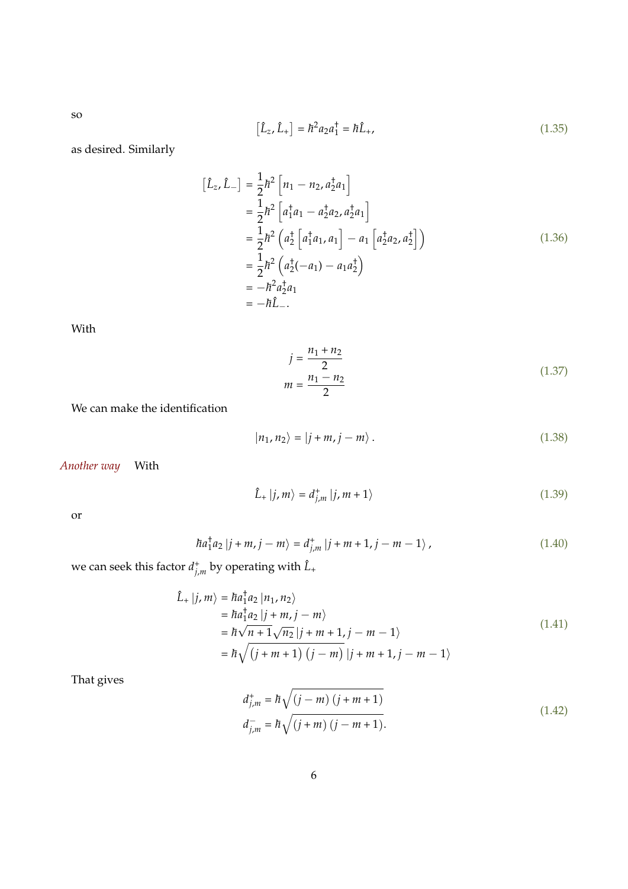so

$$\left[\hat{L}_z, \hat{L}_+\right] = \hbar^2 a_2 a_1^\dagger = \hbar \hat{L}_+, \tag{1.35}$$

as desired. Similarly

$$\begin{aligned}
\left[\hat{L}_z, \hat{L}_-\right] &= \frac{1}{2}\hbar^2 \left[n_1 - n_2, a_2^\dagger a_1\right] \\
&= \frac{1}{2}\hbar^2 \left[a_1^\dagger a_1 - a_2^\dagger a_2, a_2^\dagger a_1\right] \\
&= \frac{1}{2}\hbar^2 \left(a_2^\dagger \left[a_1^\dagger a_1, a_1\right] - a_1 \left[a_2^\dagger a_2, a_2^\dagger\right]\right) \\
&= \frac{1}{2}\hbar^2 \left(a_2^\dagger(-a_1) - a_1 a_2^\dagger\right) \\
&= -\hbar^2 a_2^\dagger a_1 \\
&= -\hbar \hat{L}_-.
\end{aligned} \tag{1.36}$$

With

$$\begin{aligned}
j &= \frac{n_1 + n_2}{2} \\
m &= \frac{n_1 - n_2}{2}
\end{aligned} \tag{1.37}$$

We can make the identification

$$\left|n_1, n_2\right\rangle = \left|j+m, j-m\right\rangle. \tag{1.38}$$

*Another way* With

$$\hat{L}_+ \left|j, m\right\rangle = d^+_{j,m} \left|j, m+1\right\rangle \tag{1.39}$$

or

$$\hbar a_1^\dagger a_2 \left|j+m, j-m\right\rangle = d^+_{j,m} \left|j+m+1, j-m-1\right\rangle, \tag{1.40}$$

we can seek this factor $d^+_{j,m}$ by operating with $\hat{L}_+$

$$\begin{aligned}
\hat{L}_+ \left|j, m\right\rangle &= \hbar a_1^\dagger a_2 \left|n_1, n_2\right\rangle \\
&= \hbar a_1^\dagger a_2 \left|j+m, j-m\right\rangle \\
&= \hbar \sqrt{n+1}\sqrt{n_2} \left|j+m+1, j-m-1\right\rangle \\
&= \hbar \sqrt{\left(j+m+1\right)\left(j-m\right)} \left|j+m+1, j-m-1\right\rangle
\end{aligned} \tag{1.41}$$

That gives

$$\begin{aligned}
d^+_{j,m} &= \hbar \sqrt{\left(j-m\right)\left(j+m+1\right)} \\
d^-_{j,m} &= \hbar \sqrt{\left(j+m\right)\left(j-m+1\right)}.
\end{aligned} \tag{1.42}$$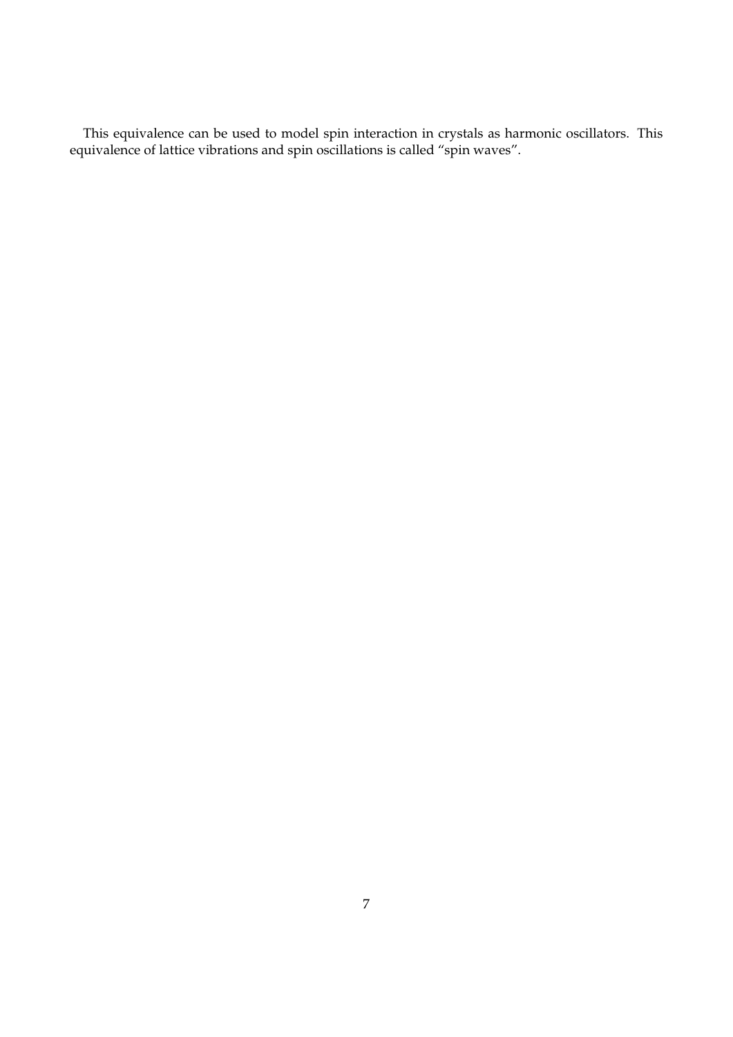This equivalence can be used to model spin interaction in crystals as harmonic oscillators. This equivalence of lattice vibrations and spin oscillations is called "spin waves".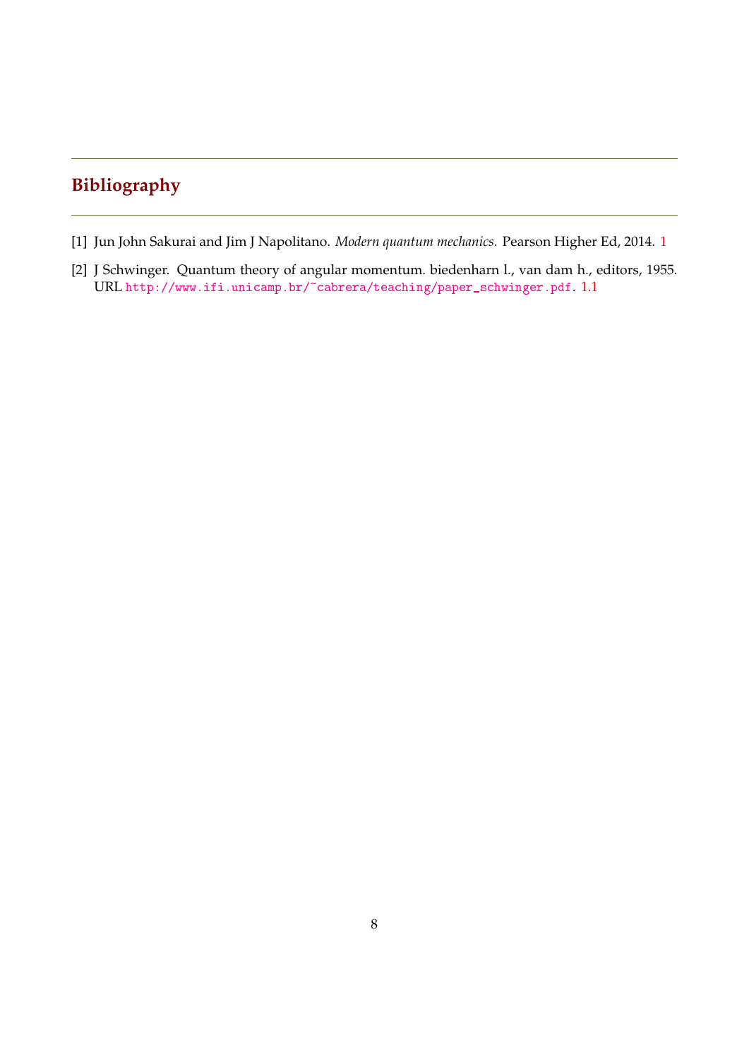# Bibliography

[1] Jun John Sakurai and Jim J Napolitano. *Modern quantum mechanics*. Pearson Higher Ed, 2014. 1

[2] J Schwinger. Quantum theory of angular momentum. biedenharn l., van dam h., editors, 1955. URL http://www.ifi.unicamp.br/~cabrera/teaching/paper_schwinger.pdf. 1.1